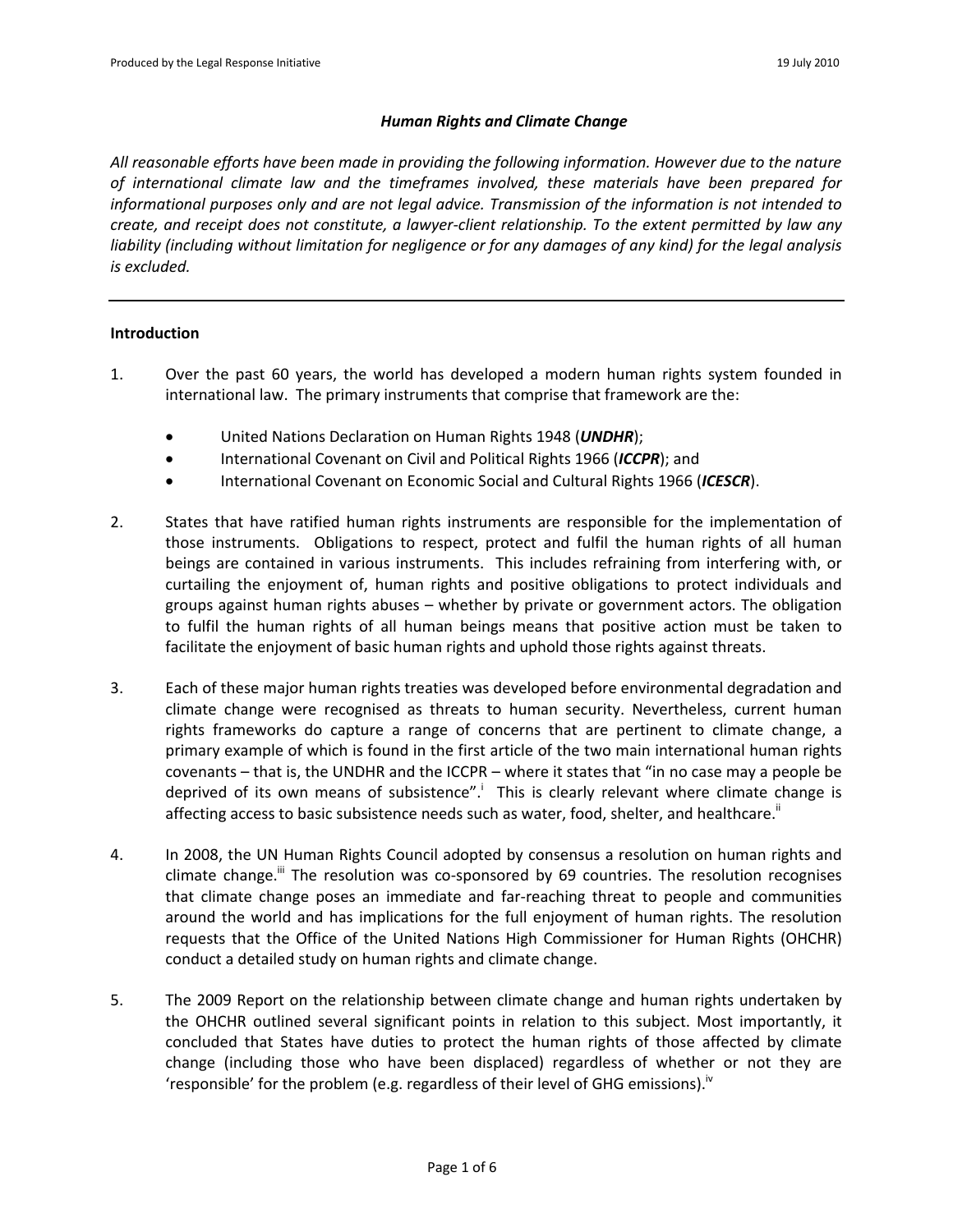### *Human Rights and Climate Change*

*All reasonable efforts have been made in providing the following information. However due to the nature of international climate law and the timeframes involved, these materials have been prepared for informational purposes only and are not legal advice. Transmission of the information is not intended to create, and receipt does not constitute, a lawyer-client relationship. To the extent permitted by law any liability (including without limitation for negligence or for any damages of any kind) for the legal analysis is excluded.*

---

**Introduction**

1. Over the past 60 years, the world has developed a modern human rights system founded in international law. The primary instruments that comprise that framework are the:

   - United Nations Declaration on Human Rights 1948 (***UNDHR***);
   - International Covenant on Civil and Political Rights 1966 (***ICCPR***); and
   - International Covenant on Economic Social and Cultural Rights 1966 (***ICESCR***).

2. States that have ratified human rights instruments are responsible for the implementation of those instruments. Obligations to respect, protect and fulfil the human rights of all human beings are contained in various instruments. This includes refraining from interfering with, or curtailing the enjoyment of, human rights and positive obligations to protect individuals and groups against human rights abuses – whether by private or government actors. The obligation to fulfil the human rights of all human beings means that positive action must be taken to facilitate the enjoyment of basic human rights and uphold those rights against threats.

3. Each of these major human rights treaties was developed before environmental degradation and climate change were recognised as threats to human security. Nevertheless, current human rights frameworks do capture a range of concerns that are pertinent to climate change, a primary example of which is found in the first article of the two main international human rights covenants – that is, the UNDHR and the ICCPR – where it states that "in no case may a people be deprived of its own means of subsistence".[i] This is clearly relevant where climate change is affecting access to basic subsistence needs such as water, food, shelter, and healthcare.[ii]

4. In 2008, the UN Human Rights Council adopted by consensus a resolution on human rights and climate change.[iii] The resolution was co-sponsored by 69 countries. The resolution recognises that climate change poses an immediate and far-reaching threat to people and communities around the world and has implications for the full enjoyment of human rights. The resolution requests that the Office of the United Nations High Commissioner for Human Rights (OHCHR) conduct a detailed study on human rights and climate change.

5. The 2009 Report on the relationship between climate change and human rights undertaken by the OHCHR outlined several significant points in relation to this subject. Most importantly, it concluded that States have duties to protect the human rights of those affected by climate change (including those who have been displaced) regardless of whether or not they are 'responsible' for the problem (e.g. regardless of their level of GHG emissions).[iv]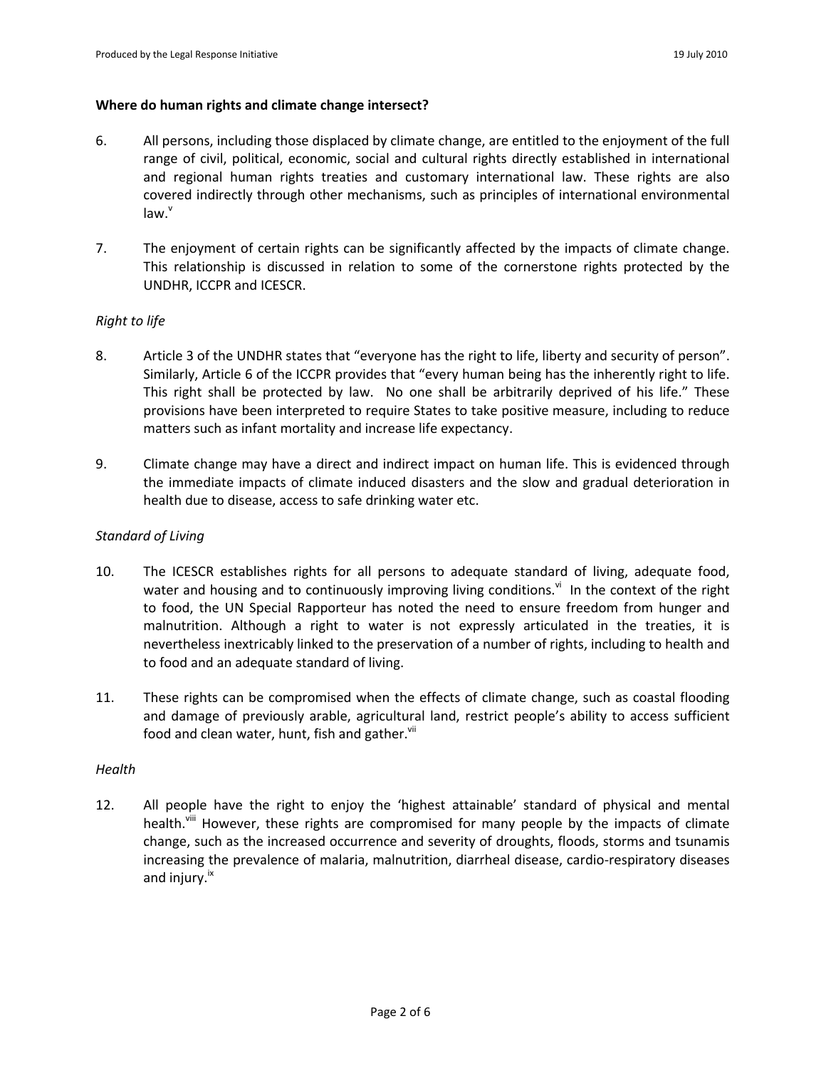**Where do human rights and climate change intersect?**

6. All persons, including those displaced by climate change, are entitled to the enjoyment of the full range of civil, political, economic, social and cultural rights directly established in international and regional human rights treaties and customary international law. These rights are also covered indirectly through other mechanisms, such as principles of international environmental law.[v]

7. The enjoyment of certain rights can be significantly affected by the impacts of climate change. This relationship is discussed in relation to some of the cornerstone rights protected by the UNDHR, ICCPR and ICESCR.

*Right to life*

8. Article 3 of the UNDHR states that "everyone has the right to life, liberty and security of person". Similarly, Article 6 of the ICCPR provides that "every human being has the inherently right to life. This right shall be protected by law. No one shall be arbitrarily deprived of his life." These provisions have been interpreted to require States to take positive measure, including to reduce matters such as infant mortality and increase life expectancy.

9. Climate change may have a direct and indirect impact on human life. This is evidenced through the immediate impacts of climate induced disasters and the slow and gradual deterioration in health due to disease, access to safe drinking water etc.

*Standard of Living*

10. The ICESCR establishes rights for all persons to adequate standard of living, adequate food, water and housing and to continuously improving living conditions.[vi] In the context of the right to food, the UN Special Rapporteur has noted the need to ensure freedom from hunger and malnutrition. Although a right to water is not expressly articulated in the treaties, it is nevertheless inextricably linked to the preservation of a number of rights, including to health and to food and an adequate standard of living.

11. These rights can be compromised when the effects of climate change, such as coastal flooding and damage of previously arable, agricultural land, restrict people's ability to access sufficient food and clean water, hunt, fish and gather.[vii]

*Health*

12. All people have the right to enjoy the 'highest attainable' standard of physical and mental health.[viii] However, these rights are compromised for many people by the impacts of climate change, such as the increased occurrence and severity of droughts, floods, storms and tsunamis increasing the prevalence of malaria, malnutrition, diarrheal disease, cardio-respiratory diseases and injury.[ix]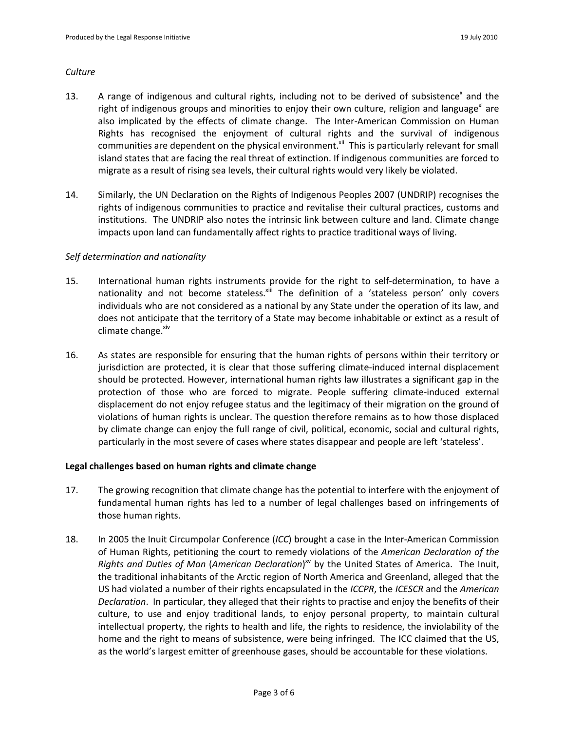*Culture*

13. A range of indigenous and cultural rights, including not to be derived of subsistence[x] and the right of indigenous groups and minorities to enjoy their own culture, religion and language[xi] are also implicated by the effects of climate change. The Inter-American Commission on Human Rights has recognised the enjoyment of cultural rights and the survival of indigenous communities are dependent on the physical environment.[xii] This is particularly relevant for small island states that are facing the real threat of extinction. If indigenous communities are forced to migrate as a result of rising sea levels, their cultural rights would very likely be violated.

14. Similarly, the UN Declaration on the Rights of Indigenous Peoples 2007 (UNDRIP) recognises the rights of indigenous communities to practice and revitalise their cultural practices, customs and institutions. The UNDRIP also notes the intrinsic link between culture and land. Climate change impacts upon land can fundamentally affect rights to practice traditional ways of living.

*Self determination and nationality*

15. International human rights instruments provide for the right to self-determination, to have a nationality and not become stateless.[xiii] The definition of a 'stateless person' only covers individuals who are not considered as a national by any State under the operation of its law, and does not anticipate that the territory of a State may become inhabitable or extinct as a result of climate change.[xiv]

16. As states are responsible for ensuring that the human rights of persons within their territory or jurisdiction are protected, it is clear that those suffering climate-induced internal displacement should be protected. However, international human rights law illustrates a significant gap in the protection of those who are forced to migrate. People suffering climate-induced external displacement do not enjoy refugee status and the legitimacy of their migration on the ground of violations of human rights is unclear. The question therefore remains as to how those displaced by climate change can enjoy the full range of civil, political, economic, social and cultural rights, particularly in the most severe of cases where states disappear and people are left 'stateless'.

**Legal challenges based on human rights and climate change**

17. The growing recognition that climate change has the potential to interfere with the enjoyment of fundamental human rights has led to a number of legal challenges based on infringements of those human rights.

18. In 2005 the Inuit Circumpolar Conference (*ICC*) brought a case in the Inter-American Commission of Human Rights, petitioning the court to remedy violations of the *American Declaration of the Rights and Duties of Man* (*American Declaration*)[xv] by the United States of America. The Inuit, the traditional inhabitants of the Arctic region of North America and Greenland, alleged that the US had violated a number of their rights encapsulated in the *ICCPR*, the *ICESCR* and the *American Declaration*. In particular, they alleged that their rights to practise and enjoy the benefits of their culture, to use and enjoy traditional lands, to enjoy personal property, to maintain cultural intellectual property, the rights to health and life, the rights to residence, the inviolability of the home and the right to means of subsistence, were being infringed. The ICC claimed that the US, as the world's largest emitter of greenhouse gases, should be accountable for these violations.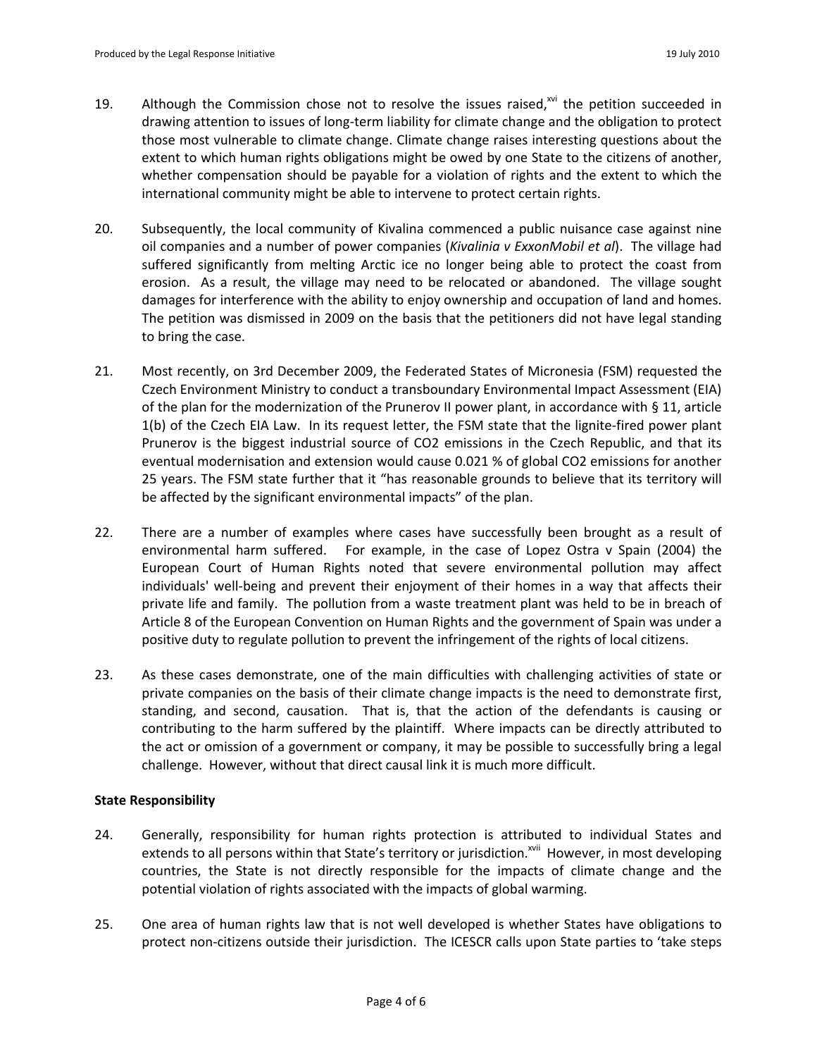19. Although the Commission chose not to resolve the issues raised,[xvi] the petition succeeded in drawing attention to issues of long-term liability for climate change and the obligation to protect those most vulnerable to climate change. Climate change raises interesting questions about the extent to which human rights obligations might be owed by one State to the citizens of another, whether compensation should be payable for a violation of rights and the extent to which the international community might be able to intervene to protect certain rights.

20. Subsequently, the local community of Kivalina commenced a public nuisance case against nine oil companies and a number of power companies (*Kivalinia v ExxonMobil et al*). The village had suffered significantly from melting Arctic ice no longer being able to protect the coast from erosion. As a result, the village may need to be relocated or abandoned. The village sought damages for interference with the ability to enjoy ownership and occupation of land and homes. The petition was dismissed in 2009 on the basis that the petitioners did not have legal standing to bring the case.

21. Most recently, on 3rd December 2009, the Federated States of Micronesia (FSM) requested the Czech Environment Ministry to conduct a transboundary Environmental Impact Assessment (EIA) of the plan for the modernization of the Prunerov II power plant, in accordance with § 11, article 1(b) of the Czech EIA Law. In its request letter, the FSM state that the lignite-fired power plant Prunerov is the biggest industrial source of $CO_2$ emissions in the Czech Republic, and that its eventual modernisation and extension would cause 0.021 % of global $CO_2$ emissions for another 25 years. The FSM state further that it "has reasonable grounds to believe that its territory will be affected by the significant environmental impacts" of the plan.

22. There are a number of examples where cases have successfully been brought as a result of environmental harm suffered. For example, in the case of Lopez Ostra v Spain (2004) the European Court of Human Rights noted that severe environmental pollution may affect individuals' well-being and prevent their enjoyment of their homes in a way that affects their private life and family. The pollution from a waste treatment plant was held to be in breach of Article 8 of the European Convention on Human Rights and the government of Spain was under a positive duty to regulate pollution to prevent the infringement of the rights of local citizens.

23. As these cases demonstrate, one of the main difficulties with challenging activities of state or private companies on the basis of their climate change impacts is the need to demonstrate first, standing, and second, causation. That is, that the action of the defendants is causing or contributing to the harm suffered by the plaintiff. Where impacts can be directly attributed to the act or omission of a government or company, it may be possible to successfully bring a legal challenge. However, without that direct causal link it is much more difficult.

**State Responsibility**

24. Generally, responsibility for human rights protection is attributed to individual States and extends to all persons within that State's territory or jurisdiction.[xvii] However, in most developing countries, the State is not directly responsible for the impacts of climate change and the potential violation of rights associated with the impacts of global warming.

25. One area of human rights law that is not well developed is whether States have obligations to protect non-citizens outside their jurisdiction. The ICESCR calls upon State parties to 'take steps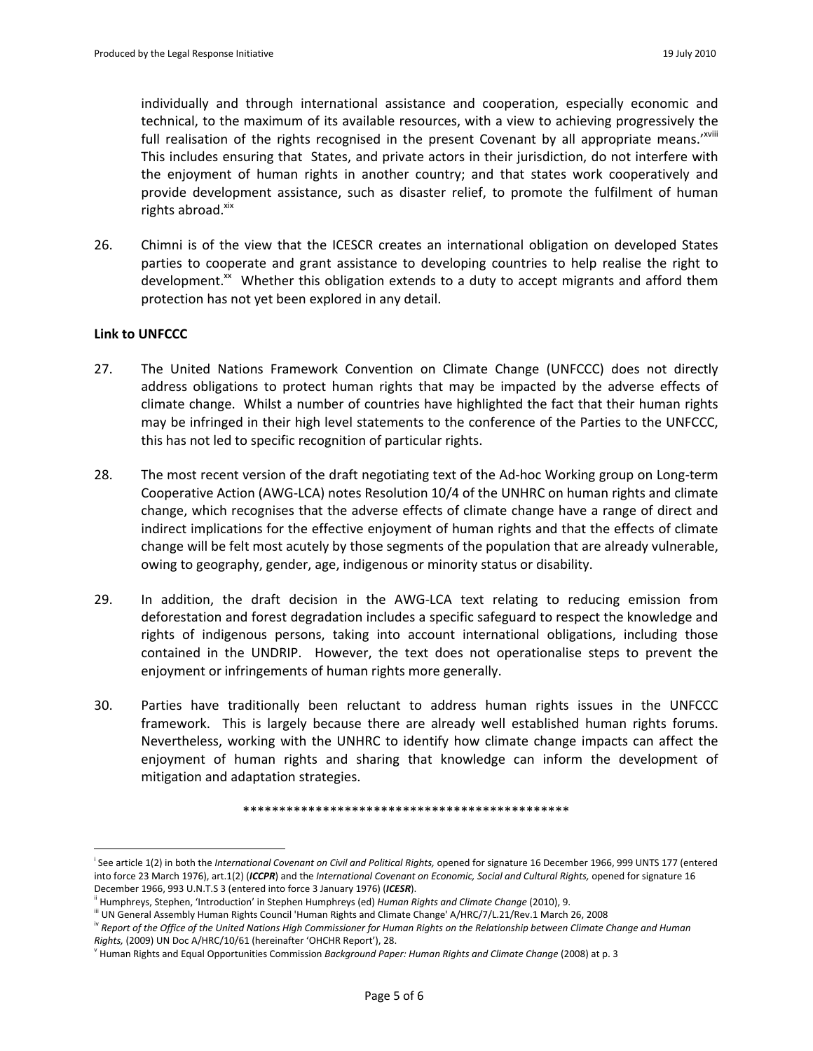individually and through international assistance and cooperation, especially economic and technical, to the maximum of its available resources, with a view to achieving progressively the full realisation of the rights recognised in the present Covenant by all appropriate means.'[xviii] This includes ensuring that States, and private actors in their jurisdiction, do not interfere with the enjoyment of human rights in another country; and that states work cooperatively and provide development assistance, such as disaster relief, to promote the fulfilment of human rights abroad.[xix]

26. Chimni is of the view that the ICESCR creates an international obligation on developed States parties to cooperate and grant assistance to developing countries to help realise the right to development.[xx] Whether this obligation extends to a duty to accept migrants and afford them protection has not yet been explored in any detail.

**Link to UNFCCC**

27. The United Nations Framework Convention on Climate Change (UNFCCC) does not directly address obligations to protect human rights that may be impacted by the adverse effects of climate change. Whilst a number of countries have highlighted the fact that their human rights may be infringed in their high level statements to the conference of the Parties to the UNFCCC, this has not led to specific recognition of particular rights.

28. The most recent version of the draft negotiating text of the Ad-hoc Working group on Long-term Cooperative Action (AWG-LCA) notes Resolution 10/4 of the UNHRC on human rights and climate change, which recognises that the adverse effects of climate change have a range of direct and indirect implications for the effective enjoyment of human rights and that the effects of climate change will be felt most acutely by those segments of the population that are already vulnerable, owing to geography, gender, age, indigenous or minority status or disability.

29. In addition, the draft decision in the AWG-LCA text relating to reducing emission from deforestation and forest degradation includes a specific safeguard to respect the knowledge and rights of indigenous persons, taking into account international obligations, including those contained in the UNDRIP. However, the text does not operationalise steps to prevent the enjoyment or infringements of human rights more generally.

30. Parties have traditionally been reluctant to address human rights issues in the UNFCCC framework. This is largely because there are already well established human rights forums. Nevertheless, working with the UNHRC to identify how climate change impacts can affect the enjoyment of human rights and sharing that knowledge can inform the development of mitigation and adaptation strategies.

*********************************************

---

[i] See article 1(2) in both the *International Covenant on Civil and Political Rights,* opened for signature 16 December 1966, 999 UNTS 177 (entered into force 23 March 1976), art.1(2) (***ICCPR***) and the *International Covenant on Economic, Social and Cultural Rights,* opened for signature 16 December 1966, 993 U.N.T.S 3 (entered into force 3 January 1976) (***ICESR***).

[ii] Humphreys, Stephen, 'Introduction' in Stephen Humphreys (ed) *Human Rights and Climate Change* (2010), 9.

[iii] UN General Assembly Human Rights Council 'Human Rights and Climate Change' A/HRC/7/L.21/Rev.1 March 26, 2008

[iv] *Report of the Office of the United Nations High Commissioner for Human Rights on the Relationship between Climate Change and Human Rights,* (2009) UN Doc A/HRC/10/61 (hereinafter 'OHCHR Report'), 28.

[v] Human Rights and Equal Opportunities Commission *Background Paper: Human Rights and Climate Change* (2008) at p. 3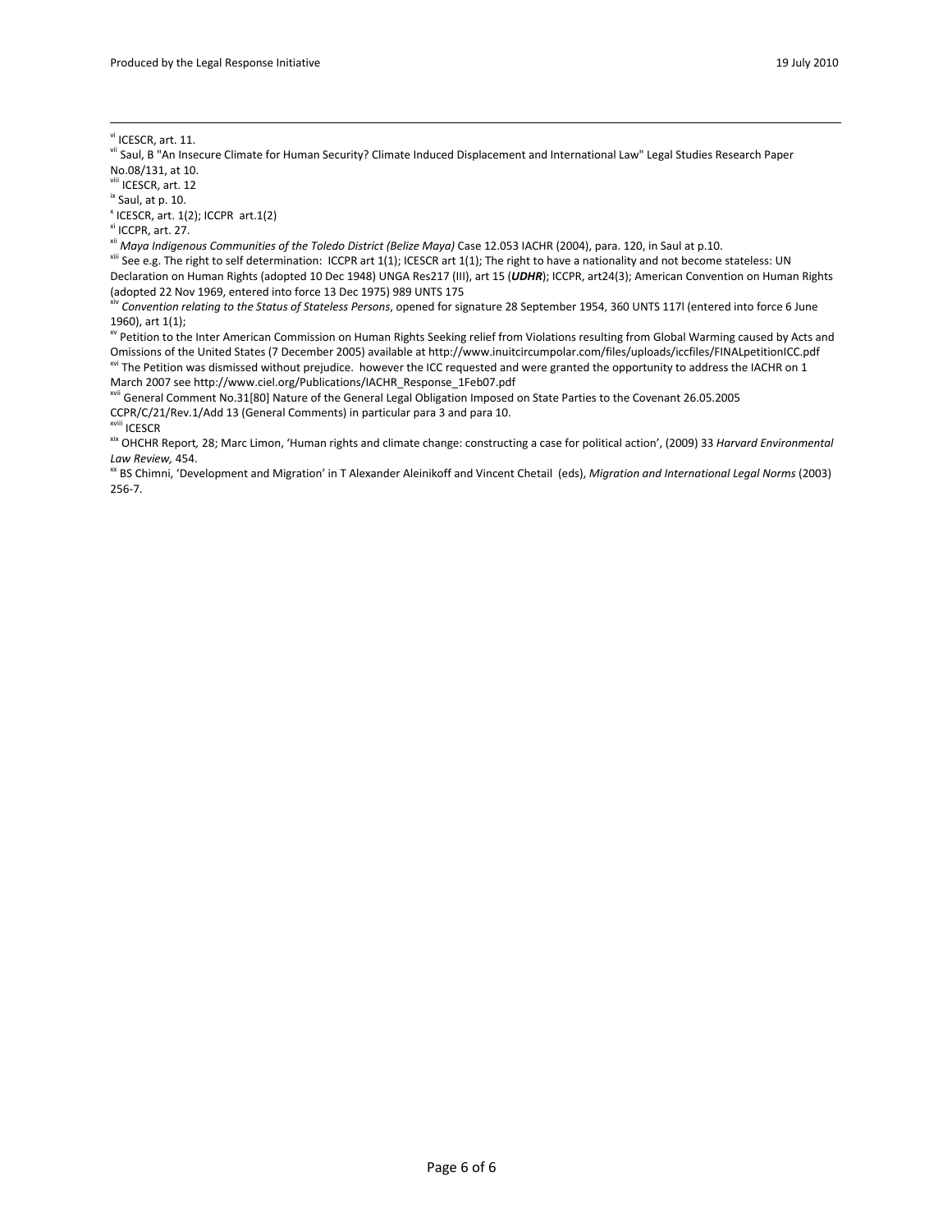[vi] ICESCR, art. 11.

[vii] Saul, B "An Insecure Climate for Human Security? Climate Induced Displacement and International Law" Legal Studies Research Paper No.08/131, at 10.

[viii] ICESCR, art. 12

[ix] Saul, at p. 10.

[x] ICESCR, art. 1(2); ICCPR art.1(2)

[xi] ICCPR, art. 27.

[xii] *Maya Indigenous Communities of the Toledo District (Belize Maya)* Case 12.053 IACHR (2004), para. 120, in Saul at p.10.

[xiii] See e.g. The right to self determination: ICCPR art 1(1); ICESCR art 1(1); The right to have a nationality and not become stateless: UN Declaration on Human Rights (adopted 10 Dec 1948) UNGA Res217 (III), art 15 (***UDHR***); ICCPR, art24(3); American Convention on Human Rights (adopted 22 Nov 1969, entered into force 13 Dec 1975) 989 UNTS 175

[xiv] *Convention relating to the Status of Stateless Persons*, opened for signature 28 September 1954, 360 UNTS 117l (entered into force 6 June 1960), art 1(1);

[xv] Petition to the Inter American Commission on Human Rights Seeking relief from Violations resulting from Global Warming caused by Acts and Omissions of the United States (7 December 2005) available at http://www.inuitcircumpolar.com/files/uploads/iccfiles/FINALpetitionICC.pdf

[xvi] The Petition was dismissed without prejudice. however the ICC requested and were granted the opportunity to address the IACHR on 1 March 2007 see http://www.ciel.org/Publications/IACHR_Response_1Feb07.pdf

[xvii] General Comment No.31[80] Nature of the General Legal Obligation Imposed on State Parties to the Covenant 26.05.2005 CCPR/C/21/Rev.1/Add 13 (General Comments) in particular para 3 and para 10.

[xviii] ICESCR

[xix] OHCHR Report*,* 28; Marc Limon, 'Human rights and climate change: constructing a case for political action', (2009) 33 *Harvard Environmental Law Review,* 454.

[xx] BS Chimni, 'Development and Migration' in T Alexander Aleinikoff and Vincent Chetail (eds), *Migration and International Legal Norms* (2003) 256-7.